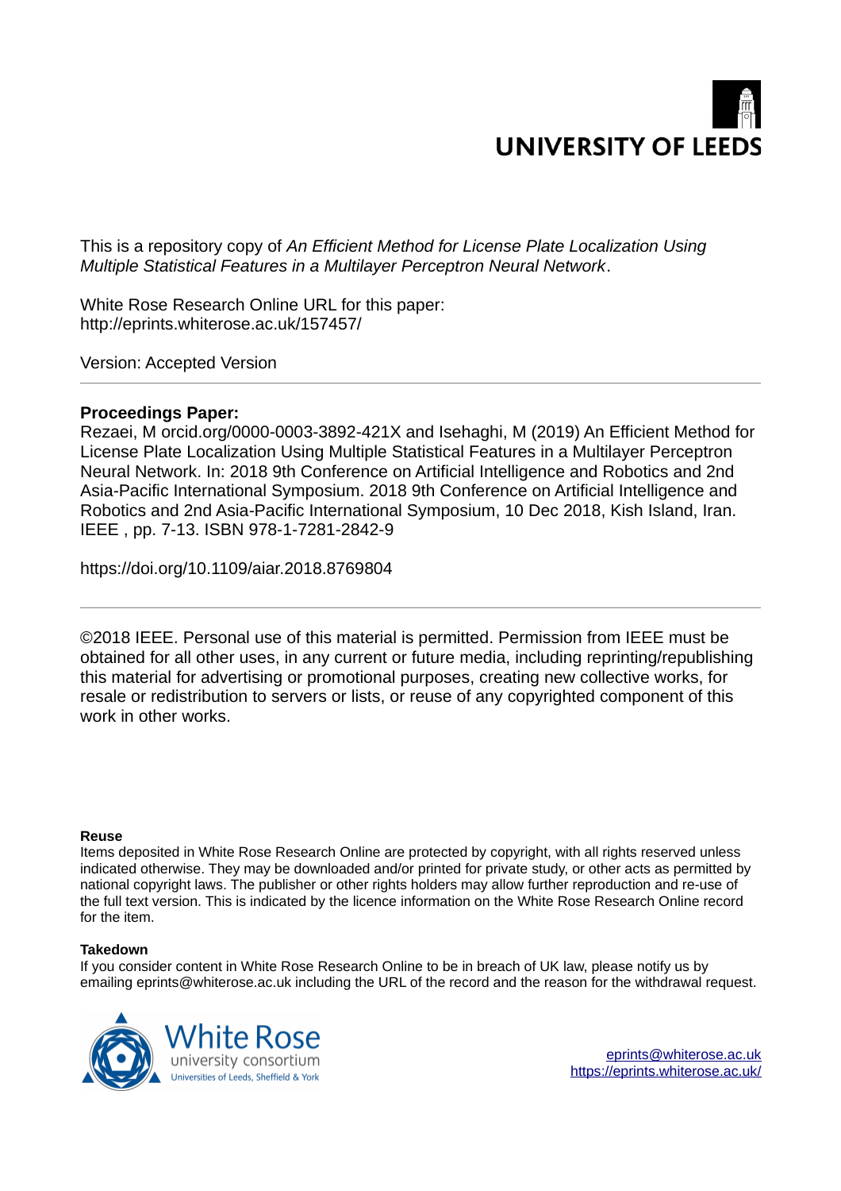UNIVERSITY OF LEEDS

This is a repository copy of *An Efficient Method for License Plate Localization Using Multiple Statistical Features in a Multilayer Perceptron Neural Network*.

White Rose Research Online URL for this paper:
http://eprints.whiterose.ac.uk/157457/

Version: Accepted Version

---

**Proceedings Paper:**

Rezaei, M orcid.org/0000-0003-3892-421X and Isehaghi, M (2019) An Efficient Method for License Plate Localization Using Multiple Statistical Features in a Multilayer Perceptron Neural Network. In: 2018 9th Conference on Artificial Intelligence and Robotics and 2nd Asia-Pacific International Symposium. 2018 9th Conference on Artificial Intelligence and Robotics and 2nd Asia-Pacific International Symposium, 10 Dec 2018, Kish Island, Iran. IEEE , pp. 7-13. ISBN 978-1-7281-2842-9

https://doi.org/10.1109/aiar.2018.8769804

---

©2018 IEEE. Personal use of this material is permitted. Permission from IEEE must be obtained for all other uses, in any current or future media, including reprinting/republishing this material for advertising or promotional purposes, creating new collective works, for resale or redistribution to servers or lists, or reuse of any copyrighted component of this work in other works.

**Reuse**

Items deposited in White Rose Research Online are protected by copyright, with all rights reserved unless indicated otherwise. They may be downloaded and/or printed for private study, or other acts as permitted by national copyright laws. The publisher or other rights holders may allow further reproduction and re-use of the full text version. This is indicated by the licence information on the White Rose Research Online record for the item.

**Takedown**

If you consider content in White Rose Research Online to be in breach of UK law, please notify us by emailing eprints@whiterose.ac.uk including the URL of the record and the reason for the withdrawal request.

White Rose university consortium
Universities of Leeds, Sheffield & York

eprints@whiterose.ac.uk
https://eprints.whiterose.ac.uk/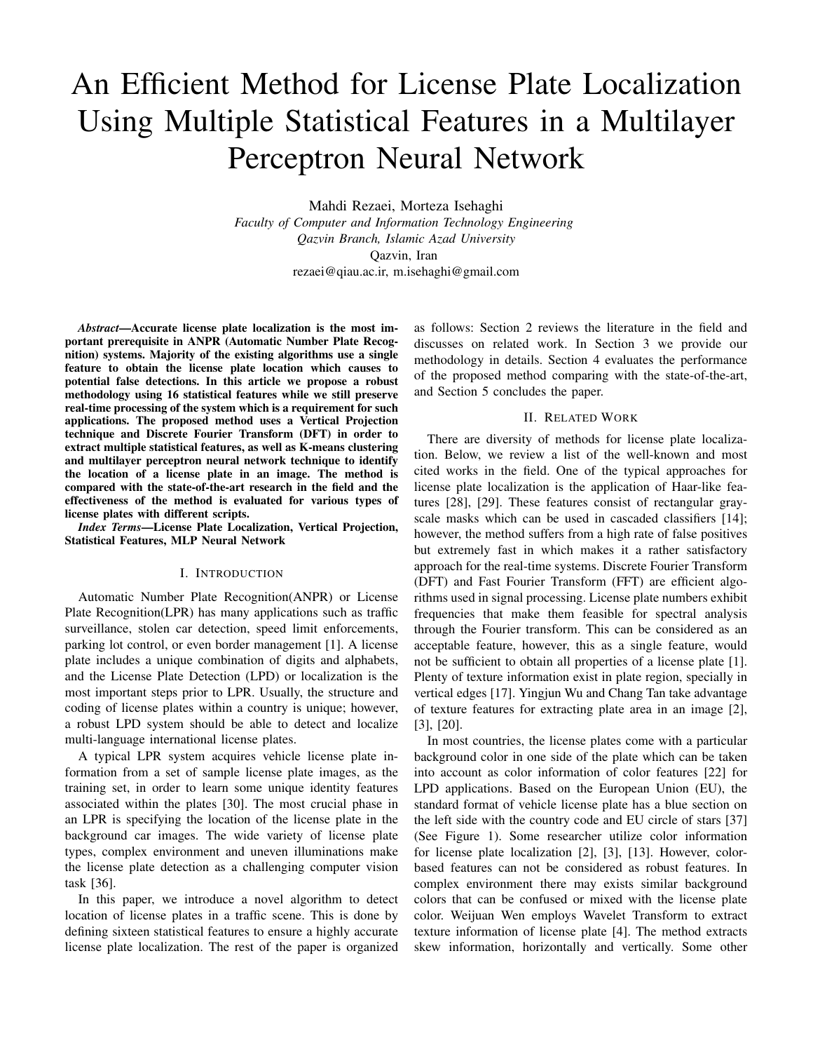# An Efficient Method for License Plate Localization Using Multiple Statistical Features in a Multilayer Perceptron Neural Network

Mahdi Rezaei, Morteza Isehaghi

*Faculty of Computer and Information Technology Engineering*
*Qazvin Branch, Islamic Azad University*
Qazvin, Iran
rezaei@qiau.ac.ir, m.isehaghi@gmail.com

***Abstract*—Accurate license plate localization is the most important prerequisite in ANPR (Automatic Number Plate Recognition) systems. Majority of the existing algorithms use a single feature to obtain the license plate location which causes to potential false detections. In this article we propose a robust methodology using 16 statistical features while we still preserve real-time processing of the system which is a requirement for such applications. The proposed method uses a Vertical Projection technique and Discrete Fourier Transform (DFT) in order to extract multiple statistical features, as well as K-means clustering and multilayer perceptron neural network technique to identify the location of a license plate in an image. The method is compared with the state-of-the-art research in the field and the effectiveness of the method is evaluated for various types of license plates with different scripts.**

***Index Terms*—License Plate Localization, Vertical Projection, Statistical Features, MLP Neural Network**

## I. Introduction

Automatic Number Plate Recognition(ANPR) or License Plate Recognition(LPR) has many applications such as traffic surveillance, stolen car detection, speed limit enforcements, parking lot control, or even border management [1]. A license plate includes a unique combination of digits and alphabets, and the License Plate Detection (LPD) or localization is the most important steps prior to LPR. Usually, the structure and coding of license plates within a country is unique; however, a robust LPD system should be able to detect and localize multi-language international license plates.

A typical LPR system acquires vehicle license plate information from a set of sample license plate images, as the training set, in order to learn some unique identity features associated within the plates [30]. The most crucial phase in an LPR is specifying the location of the license plate in the background car images. The wide variety of license plate types, complex environment and uneven illuminations make the license plate detection as a challenging computer vision task [36].

In this paper, we introduce a novel algorithm to detect location of license plates in a traffic scene. This is done by defining sixteen statistical features to ensure a highly accurate license plate localization. The rest of the paper is organized as follows: Section 2 reviews the literature in the field and discusses on related work. In Section 3 we provide our methodology in details. Section 4 evaluates the performance of the proposed method comparing with the state-of-the-art, and Section 5 concludes the paper.

## II. Related Work

There are diversity of methods for license plate localization. Below, we review a list of the well-known and most cited works in the field. One of the typical approaches for license plate localization is the application of Haar-like features [28], [29]. These features consist of rectangular grayscale masks which can be used in cascaded classifiers [14]; however, the method suffers from a high rate of false positives but extremely fast in which makes it a rather satisfactory approach for the real-time systems. Discrete Fourier Transform (DFT) and Fast Fourier Transform (FFT) are efficient algorithms used in signal processing. License plate numbers exhibit frequencies that make them feasible for spectral analysis through the Fourier transform. This can be considered as an acceptable feature, however, this as a single feature, would not be sufficient to obtain all properties of a license plate [1]. Plenty of texture information exist in plate region, specially in vertical edges [17]. Yingjun Wu and Chang Tan take advantage of texture features for extracting plate area in an image [2], [3], [20].

In most countries, the license plates come with a particular background color in one side of the plate which can be taken into account as color information of color features [22] for LPD applications. Based on the European Union (EU), the standard format of vehicle license plate has a blue section on the left side with the country code and EU circle of stars [37] (See Figure 1). Some researcher utilize color information for license plate localization [2], [3], [13]. However, color-based features can not be considered as robust features. In complex environment there may exists similar background colors that can be confused or mixed with the license plate color. Weijuan Wen employs Wavelet Transform to extract texture information of license plate [4]. The method extracts skew information, horizontally and vertically. Some other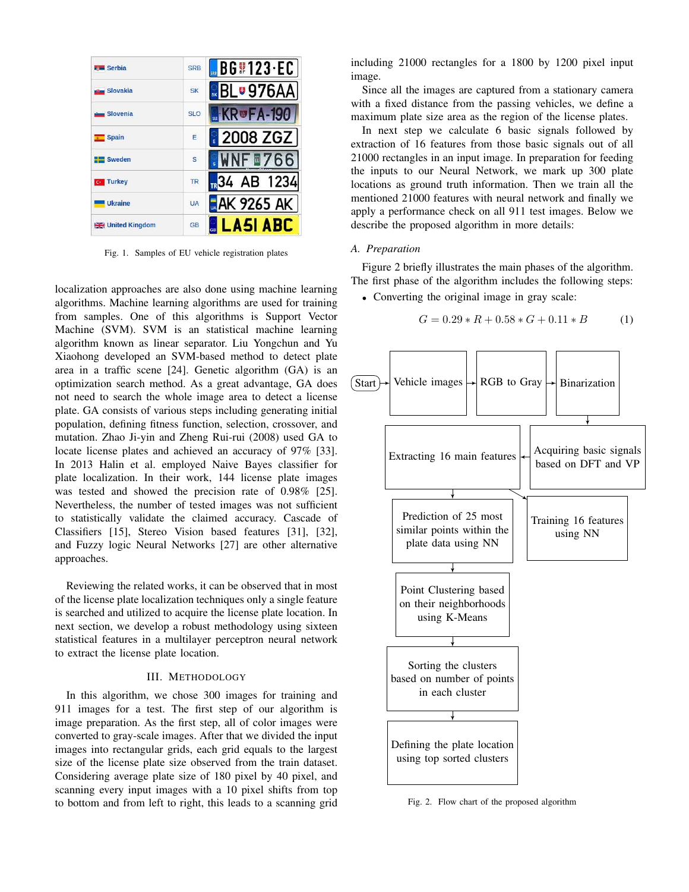| | | |
|---|---|---|
| Serbia | SRB | BG 123·EC |
| Slovakia | SK | BL 976AA |
| Slovenia | SLO | KR FA-190 |
| Spain | E | 2008 ZGZ |
| Sweden | S | WNF 766 |
| Turkey | TR | 34 AB 1234 |
| Ukraine | UA | AK 9265 AK |
| United Kingdom | GB | LA51 ABC |

Fig. 1. Samples of EU vehicle registration plates

localization approaches are also done using machine learning algorithms. Machine learning algorithms are used for training from samples. One of this algorithms is Support Vector Machine (SVM). SVM is an statistical machine learning algorithm known as linear separator. Liu Yongchun and Yu Xiaohong developed an SVM-based method to detect plate area in a traffic scene [24]. Genetic algorithm (GA) is an optimization search method. As a great advantage, GA does not need to search the whole image area to detect a license plate. GA consists of various steps including generating initial population, defining fitness function, selection, crossover, and mutation. Zhao Ji-yin and Zheng Rui-rui (2008) used GA to locate license plates and achieved an accuracy of 97% [33]. In 2013 Halin et al. employed Naive Bayes classifier for plate localization. In their work, 144 license plate images was tested and showed the precision rate of 0.98% [25]. Nevertheless, the number of tested images was not sufficient to statistically validate the claimed accuracy. Cascade of Classifiers [15], Stereo Vision based features [31], [32], and Fuzzy logic Neural Networks [27] are other alternative approaches.

Reviewing the related works, it can be observed that in most of the license plate localization techniques only a single feature is searched and utilized to acquire the license plate location. In next section, we develop a robust methodology using sixteen statistical features in a multilayer perceptron neural network to extract the license plate location.

## III. Methodology

In this algorithm, we chose 300 images for training and 911 images for a test. The first step of our algorithm is image preparation. As the first step, all of color images were converted to gray-scale images. After that we divided the input images into rectangular grids, each grid equals to the largest size of the license plate size observed from the train dataset. Considering average plate size of 180 pixel by 40 pixel, and scanning every input images with a 10 pixel shifts from top to bottom and from left to right, this leads to a scanning grid including 21000 rectangles for a 1800 by 1200 pixel input image.

Since all the images are captured from a stationary camera with a fixed distance from the passing vehicles, we define a maximum plate size area as the region of the license plates.

In next step we calculate 6 basic signals followed by extraction of 16 features from those basic signals out of all 21000 rectangles in an input image. In preparation for feeding the inputs to our Neural Network, we mark up 300 plate locations as ground truth information. Then we train all the mentioned 21000 features with neural network and finally we apply a performance check on all 911 test images. Below we describe the proposed algorithm in more details:

### A. Preparation

Figure 2 briefly illustrates the main phases of the algorithm. The first phase of the algorithm includes the following steps:

- Converting the original image in gray scale:

$$G = 0.29 * R + 0.58 * G + 0.11 * B \tag{1}$$

Start → Vehicle images → RGB to Gray → Binarization → Acquiring basic signals based on DFT and VP → Extracting 16 main features → Training 16 features using NN; Extracting 16 main features → Prediction of 25 most similar points within the plate data using NN → Point Clustering based on their neighborhoods using K-Means → Sorting the clusters based on number of points in each cluster → Defining the plate location using top sorted clusters

Fig. 2. Flow chart of the proposed algorithm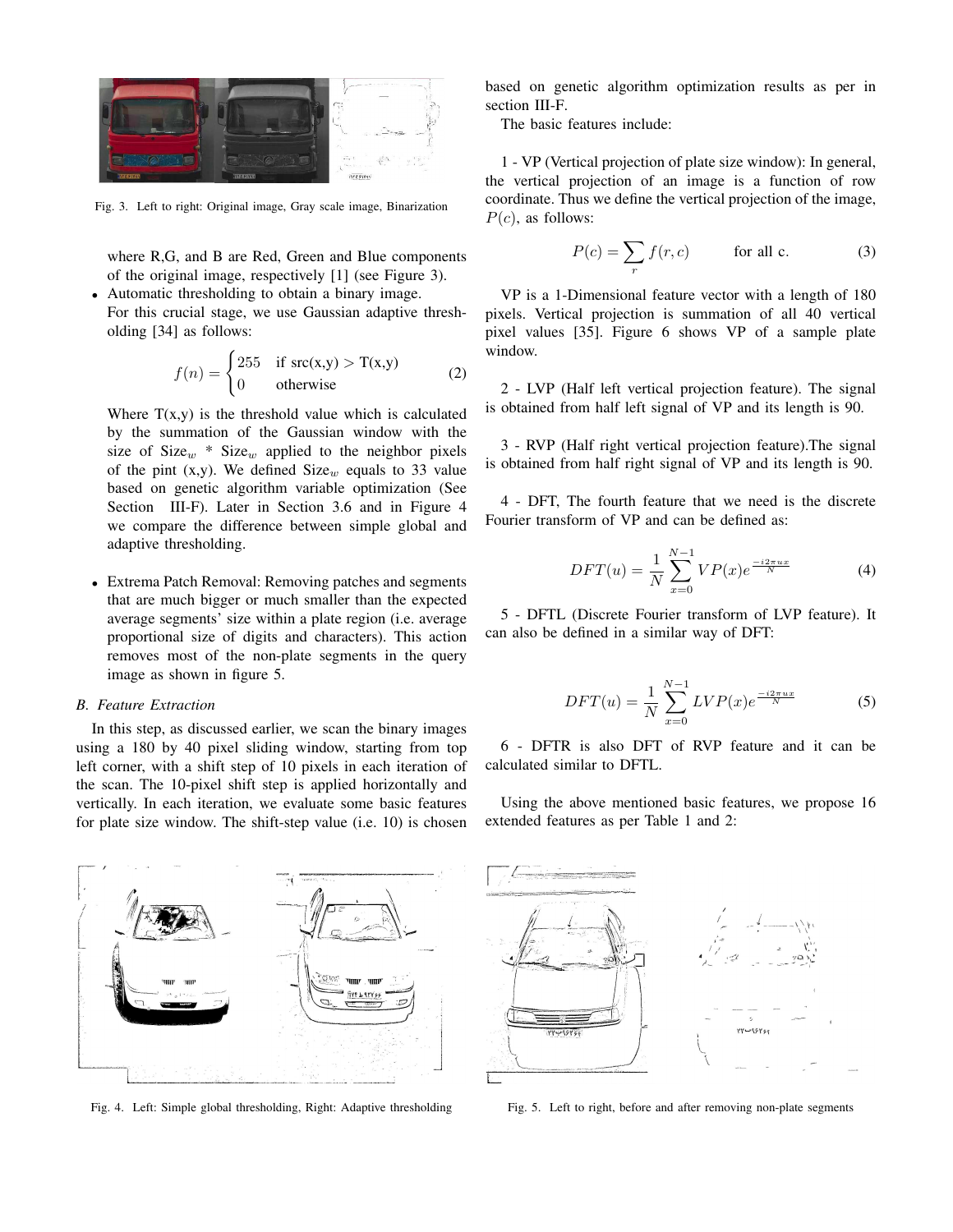Fig. 3. Left to right: Original image, Gray scale image, Binarization

where R,G, and B are Red, Green and Blue components of the original image, respectively [1] (see Figure 3).

- Automatic thresholding to obtain a binary image. For this crucial stage, we use Gaussian adaptive thresholding [34] as follows:

$$f(n) = \begin{cases} 255 & \text{if src(x,y)} > \text{T(x,y)} \\ 0 & \text{otherwise} \end{cases} \tag{2}$$

  Where T(x,y) is the threshold value which is calculated by the summation of the Gaussian window with the size of $\text{Size}_w * \text{Size}_w$ applied to the neighbor pixels of the pint (x,y). We defined $\text{Size}_w$ equals to 33 value based on genetic algorithm variable optimization (See Section III-F). Later in Section 3.6 and in Figure 4 we compare the difference between simple global and adaptive thresholding.

- Extrema Patch Removal: Removing patches and segments that are much bigger or much smaller than the expected average segments' size within a plate region (i.e. average proportional size of digits and characters). This action removes most of the non-plate segments in the query image as shown in figure 5.

### B. Feature Extraction

In this step, as discussed earlier, we scan the binary images using a 180 by 40 pixel sliding window, starting from top left corner, with a shift step of 10 pixels in each iteration of the scan. The 10-pixel shift step is applied horizontally and vertically. In each iteration, we evaluate some basic features for plate size window. The shift-step value (i.e. 10) is chosen based on genetic algorithm optimization results as per in section III-F.

The basic features include:

1 - VP (Vertical projection of plate size window): In general, the vertical projection of an image is a function of row coordinate. Thus we define the vertical projection of the image, $P(c)$, as follows:

$$P(c) = \sum_{r} f(r, c) \qquad \text{for all c.} \tag{3}$$

VP is a 1-Dimensional feature vector with a length of 180 pixels. Vertical projection is summation of all 40 vertical pixel values [35]. Figure 6 shows VP of a sample plate window.

2 - LVP (Half left vertical projection feature). The signal is obtained from half left signal of VP and its length is 90.

3 - RVP (Half right vertical projection feature).The signal is obtained from half right signal of VP and its length is 90.

4 - DFT, The fourth feature that we need is the discrete Fourier transform of VP and can be defined as:

$$DFT(u) = \frac{1}{N} \sum_{x=0}^{N-1} VP(x) e^{\frac{-i2\pi ux}{N}} \tag{4}$$

5 - DFTL (Discrete Fourier transform of LVP feature). It can also be defined in a similar way of DFT:

$$DFT(u) = \frac{1}{N} \sum_{x=0}^{N-1} LVP(x) e^{\frac{-i2\pi ux}{N}} \tag{5}$$

6 - DFTR is also DFT of RVP feature and it can be calculated similar to DFTL.

Using the above mentioned basic features, we propose 16 extended features as per Table 1 and 2:

Fig. 4. Left: Simple global thresholding, Right: Adaptive thresholding

Fig. 5. Left to right, before and after removing non-plate segments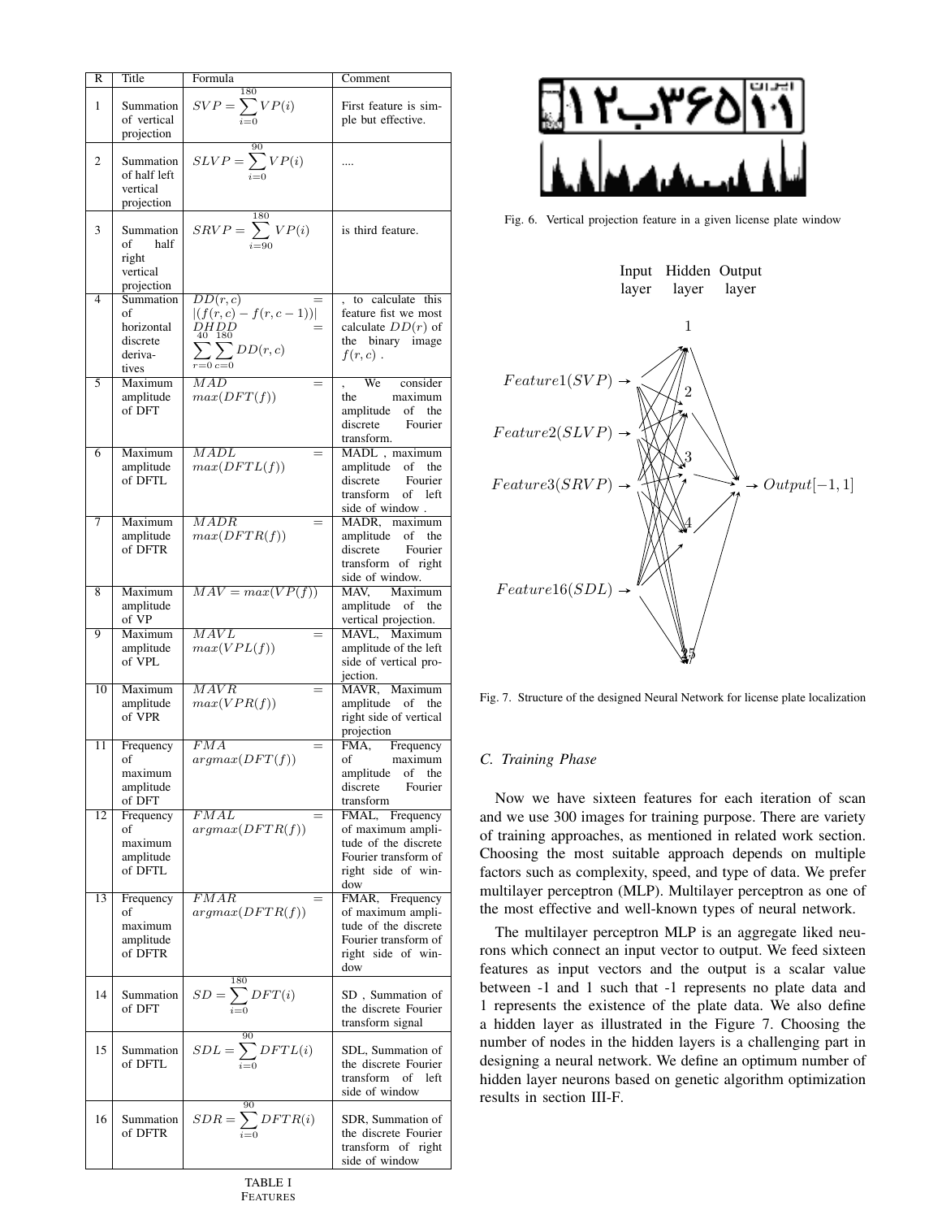| R | Title | Formula | Comment |
|---|---|---|---|
| 1 | Summation of vertical projection | $SVP = \sum_{i=0}^{180} VP(i)$ | First feature is simple but effective. |
| 2 | Summation of half left vertical projection | $SLVP = \sum_{i=0}^{90} VP(i)$ | .... |
| 3 | Summation of half right vertical projection | $SRVP = \sum_{i=90}^{180} VP(i)$ | is third feature. |
| 4 | Summation of horizontal discrete derivatives | $DD(r,c) = \|(f(r,c) - f(r,c-1))\|$ $DHDD = \sum_{r=0}^{40} \sum_{c=0}^{180} DD(r,c)$ | , to calculate this feature fist we most calculate $DD(r)$ of the binary image $f(r,c)$ . |
| 5 | Maximum amplitude of DFT | $MAD = max(DFT(f))$ | , We consider the maximum amplitude of the discrete Fourier transform. |
| 6 | Maximum amplitude of DFTL | $MADL = max(DFTL(f))$ | MADL , maximum amplitude of the discrete Fourier transform of left side of window . |
| 7 | Maximum amplitude of DFTR | $MADR = max(DFTR(f))$ | MADR, maximum amplitude of the discrete Fourier transform of right side of window. |
| 8 | Maximum amplitude of VP | $MAV = max(VP(f))$ | MAV, Maximum amplitude of the vertical projection. |
| 9 | Maximum amplitude of VPL | $MAVL = max(VPL(f))$ | MAVL, Maximum amplitude of the left side of vertical projection. |
| 10 | Maximum amplitude of VPR | $MAVR = max(VPR(f))$ | MAVR, Maximum amplitude of the right side of vertical projection |
| 11 | Frequency of maximum amplitude of DFT | $FMA = argmax(DFT(f))$ | FMA, Frequency of maximum amplitude of the discrete Fourier transform |
| 12 | Frequency of maximum amplitude of DFTL | $FMAL = argmax(DFTR(f))$ | FMAL, Frequency of maximum amplitude of the discrete Fourier transform of right side of window |
| 13 | Frequency of maximum amplitude of DFTR | $FMAR = argmax(DFTR(f))$ | FMAR, Frequency of maximum amplitude of the discrete Fourier transform of right side of window |
| 14 | Summation of DFT | $SD = \sum_{i=0}^{180} DFT(i)$ | SD , Summation of the discrete Fourier transform signal |
| 15 | Summation of DFTL | $SDL = \sum_{i=0}^{90} DFTL(i)$ | SDL, Summation of the discrete Fourier transform of left side of window |
| 16 | Summation of DFTR | $SDR = \sum_{i=0}^{90} DFTR(i)$ | SDR, Summation of the discrete Fourier transform of right side of window |

TABLE I
FEATURES

Fig. 6. Vertical projection feature in a given license plate window

Fig. 7. Structure of the designed Neural Network for license plate localization

### C. Training Phase

Now we have sixteen features for each iteration of scan and we use 300 images for training purpose. There are variety of training approaches, as mentioned in related work section. Choosing the most suitable approach depends on multiple factors such as complexity, speed, and type of data. We prefer multilayer perceptron (MLP). Multilayer perceptron as one of the most effective and well-known types of neural network.

The multilayer perceptron MLP is an aggregate liked neurons which connect an input vector to output. We feed sixteen features as input vectors and the output is a scalar value between -1 and 1 such that -1 represents no plate data and 1 represents the existence of the plate data. We also define a hidden layer as illustrated in the Figure 7. Choosing the number of nodes in the hidden layers is a challenging part in designing a neural network. We define an optimum number of hidden layer neurons based on genetic algorithm optimization results in section III-F.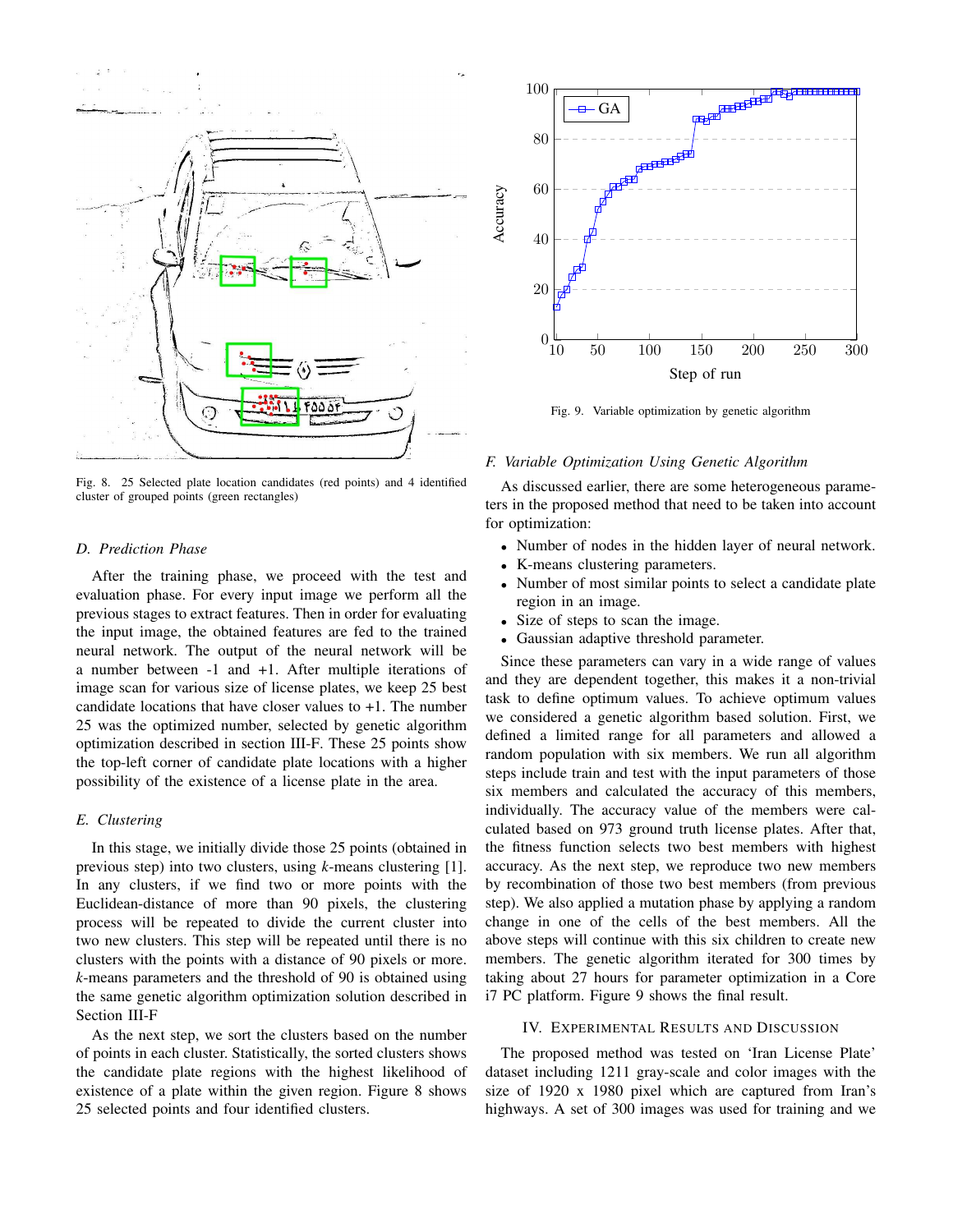Fig. 8. 25 Selected plate location candidates (red points) and 4 identified cluster of grouped points (green rectangles)

### D. Prediction Phase

After the training phase, we proceed with the test and evaluation phase. For every input image we perform all the previous stages to extract features. Then in order for evaluating the input image, the obtained features are fed to the trained neural network. The output of the neural network will be a number between -1 and +1. After multiple iterations of image scan for various size of license plates, we keep 25 best candidate locations that have closer values to +1. The number 25 was the optimized number, selected by genetic algorithm optimization described in section III-F. These 25 points show the top-left corner of candidate plate locations with a higher possibility of the existence of a license plate in the area.

### E. Clustering

In this stage, we initially divide those 25 points (obtained in previous step) into two clusters, using *k*-means clustering [1]. In any clusters, if we find two or more points with the Euclidean-distance of more than 90 pixels, the clustering process will be repeated to divide the current cluster into two new clusters. This step will be repeated until there is no clusters with the points with a distance of 90 pixels or more. *k*-means parameters and the threshold of 90 is obtained using the same genetic algorithm optimization solution described in Section III-F

As the next step, we sort the clusters based on the number of points in each cluster. Statistically, the sorted clusters shows the candidate plate regions with the highest likelihood of existence of a plate within the given region. Figure 8 shows 25 selected points and four identified clusters.

Fig. 9. Variable optimization by genetic algorithm

### F. Variable Optimization Using Genetic Algorithm

As discussed earlier, there are some heterogeneous parameters in the proposed method that need to be taken into account for optimization:

- Number of nodes in the hidden layer of neural network.
- K-means clustering parameters.
- Number of most similar points to select a candidate plate region in an image.
- Size of steps to scan the image.
- Gaussian adaptive threshold parameter.

Since these parameters can vary in a wide range of values and they are dependent together, this makes it a non-trivial task to define optimum values. To achieve optimum values we considered a genetic algorithm based solution. First, we defined a limited range for all parameters and allowed a random population with six members. We run all algorithm steps include train and test with the input parameters of those six members and calculated the accuracy of this members, individually. The accuracy value of the members were calculated based on 973 ground truth license plates. After that, the fitness function selects two best members with highest accuracy. As the next step, we reproduce two new members by recombination of those two best members (from previous step). We also applied a mutation phase by applying a random change in one of the cells of the best members. All the above steps will continue with this six children to create new members. The genetic algorithm iterated for 300 times by taking about 27 hours for parameter optimization in a Core i7 PC platform. Figure 9 shows the final result.

## IV. Experimental Results and Discussion

The proposed method was tested on 'Iran License Plate' dataset including 1211 gray-scale and color images with the size of 1920 x 1980 pixel which are captured from Iran's highways. A set of 300 images was used for training and we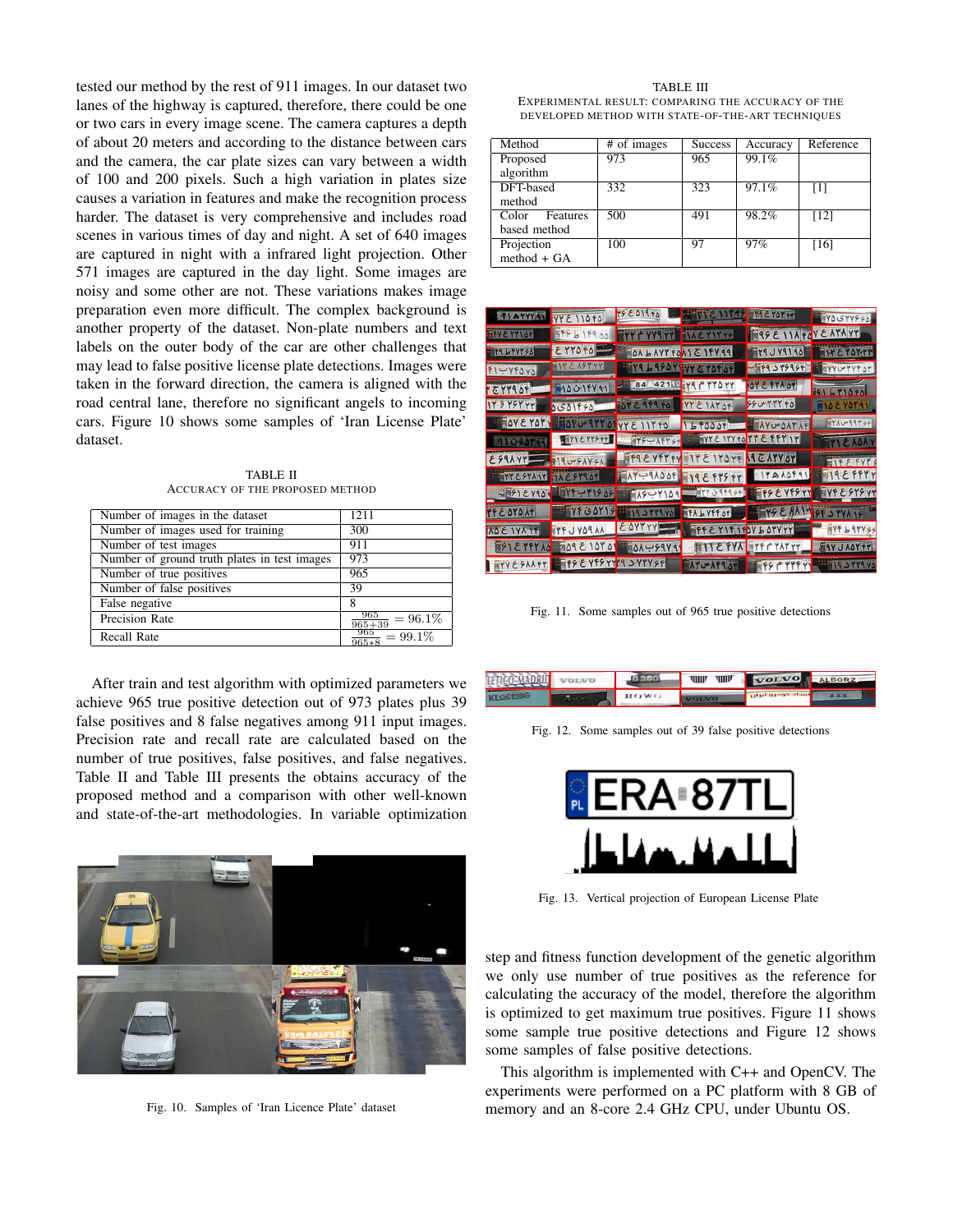tested our method by the rest of 911 images. In our dataset two lanes of the highway is captured, therefore, there could be one or two cars in every image scene. The camera captures a depth of about 20 meters and according to the distance between cars and the camera, the car plate sizes can vary between a width of 100 and 200 pixels. Such a high variation in plates size causes a variation in features and make the recognition process harder. The dataset is very comprehensive and includes road scenes in various times of day and night. A set of 640 images are captured in night with a infrared light projection. Other 571 images are captured in the day light. Some images are noisy and some other are not. These variations makes image preparation even more difficult. The complex background is another property of the dataset. Non-plate numbers and text labels on the outer body of the car are other challenges that may lead to false positive license plate detections. Images were taken in the forward direction, the camera is aligned with the road central lane, therefore no significant angels to incoming cars. Figure 10 shows some samples of 'Iran License Plate' dataset.

TABLE II
ACCURACY OF THE PROPOSED METHOD

| | |
|---|---|
| Number of images in the dataset | 1211 |
| Number of images used for training | 300 |
| Number of test images | 911 |
| Number of ground truth plates in test images | 973 |
| Number of true positives | 965 |
| Number of false positives | 39 |
| False negative | 8 |
| Precision Rate | $\frac{965}{965+39} = 96.1\%$ |
| Recall Rate | $\frac{965}{965+8} = 99.1\%$ |

After train and test algorithm with optimized parameters we achieve 965 true positive detection out of 973 plates plus 39 false positives and 8 false negatives among 911 input images. Precision rate and recall rate are calculated based on the number of true positives, false positives, and false negatives. Table II and Table III presents the obtains accuracy of the proposed method and a comparison with other well-known and state-of-the-art methodologies. In variable optimization step and fitness function development of the genetic algorithm we only use number of true positives as the reference for calculating the accuracy of the model, therefore the algorithm is optimized to get maximum true positives. Figure 11 shows some sample true positive detections and Figure 12 shows some samples of false positive detections.

This algorithm is implemented with C++ and OpenCV. The experiments were performed on a PC platform with 8 GB of memory and an 8-core 2.4 GHz CPU, under Ubuntu OS.

Fig. 10. Samples of 'Iran Licence Plate' dataset

TABLE III
EXPERIMENTAL RESULT: COMPARING THE ACCURACY OF THE DEVELOPED METHOD WITH STATE-OF-THE-ART TECHNIQUES

| Method | # of images | Success | Accuracy | Reference |
|---|---|---|---|---|
| Proposed algorithm | 973 | 965 | 99.1% | |
| DFT-based method | 332 | 323 | 97.1% | [1] |
| Color Features based method | 500 | 491 | 98.2% | [12] |
| Projection method + GA | 100 | 97 | 97% | [16] |

Fig. 11. Some samples out of 965 true positive detections

Fig. 12. Some samples out of 39 false positive detections

Fig. 13. Vertical projection of European License Plate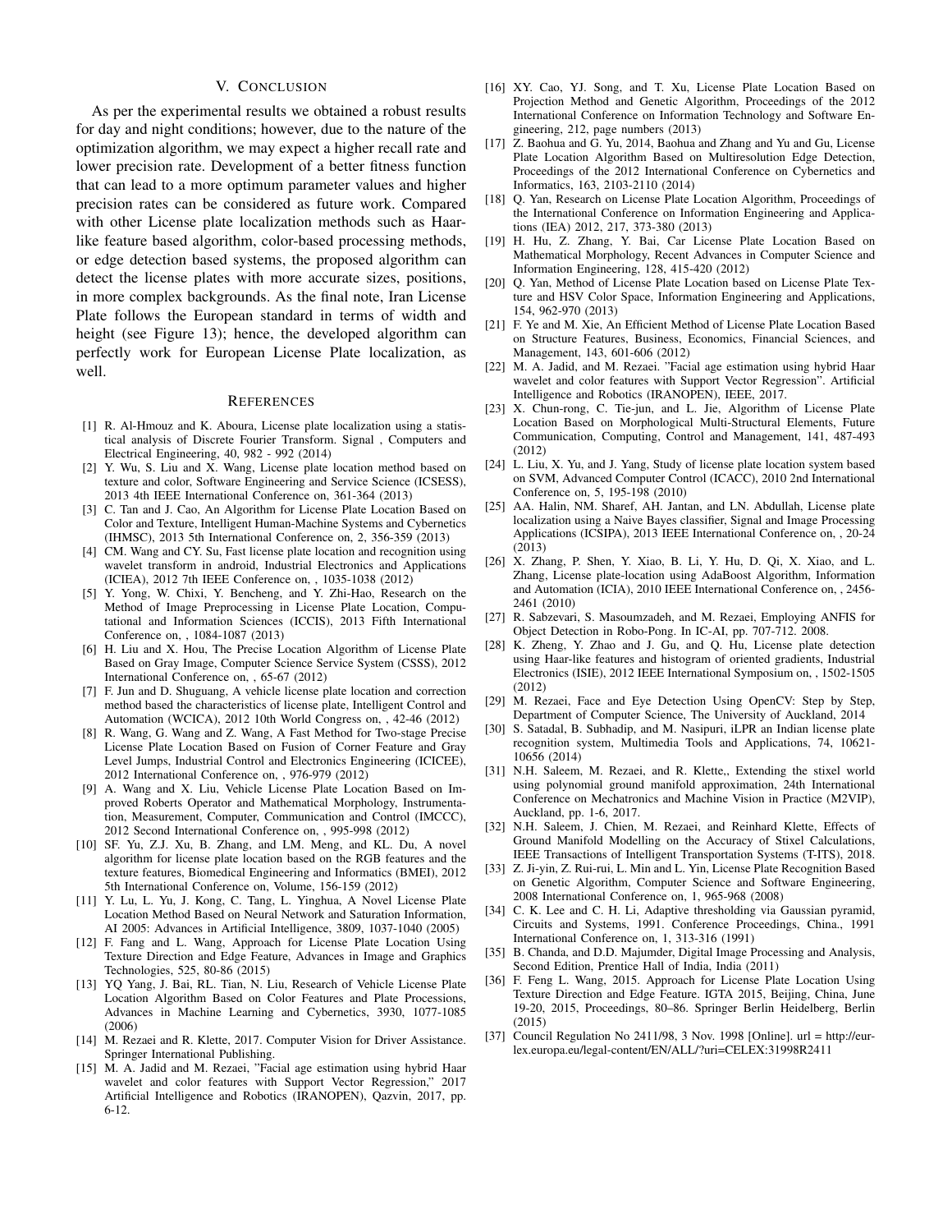## V. Conclusion

As per the experimental results we obtained a robust results for day and night conditions; however, due to the nature of the optimization algorithm, we may expect a higher recall rate and lower precision rate. Development of a better fitness function that can lead to a more optimum parameter values and higher precision rates can be considered as future work. Compared with other License plate localization methods such as Haar-like feature based algorithm, color-based processing methods, or edge detection based systems, the proposed algorithm can detect the license plates with more accurate sizes, positions, in more complex backgrounds. As the final note, Iran License Plate follows the European standard in terms of width and height (see Figure 13); hence, the developed algorithm can perfectly work for European License Plate localization, as well.

## References

[1] R. Al-Hmouz and K. Aboura, License plate localization using a statistical analysis of Discrete Fourier Transform. Signal , Computers and Electrical Engineering, 40, 982 - 992 (2014)

[2] Y. Wu, S. Liu and X. Wang, License plate location method based on texture and color, Software Engineering and Service Science (ICSESS), 2013 4th IEEE International Conference on, 361-364 (2013)

[3] C. Tan and J. Cao, An Algorithm for License Plate Location Based on Color and Texture, Intelligent Human-Machine Systems and Cybernetics (IHMSC), 2013 5th International Conference on, 2, 356-359 (2013)

[4] CM. Wang and CY. Su, Fast license plate location and recognition using wavelet transform in android, Industrial Electronics and Applications (ICIEA), 2012 7th IEEE Conference on, , 1035-1038 (2012)

[5] Y. Yong, W. Chixi, Y. Bencheng, and Y. Zhi-Hao, Research on the Method of Image Preprocessing in License Plate Location, Computational and Information Sciences (ICCIS), 2013 Fifth International Conference on, , 1084-1087 (2013)

[6] H. Liu and X. Hou, The Precise Location Algorithm of License Plate Based on Gray Image, Computer Science Service System (CSSS), 2012 International Conference on, , 65-67 (2012)

[7] F. Jun and D. Shuguang, A vehicle license plate location and correction method based the characteristics of license plate, Intelligent Control and Automation (WCICA), 2012 10th World Congress on, , 42-46 (2012)

[8] R. Wang, G. Wang and Z. Wang, A Fast Method for Two-stage Precise License Plate Location Based on Fusion of Corner Feature and Gray Level Jumps, Industrial Control and Electronics Engineering (ICICEE), 2012 International Conference on, , 976-979 (2012)

[9] A. Wang and X. Liu, Vehicle License Plate Location Based on Improved Roberts Operator and Mathematical Morphology, Instrumentation, Measurement, Computer, Communication and Control (IMCCC), 2012 Second International Conference on, , 995-998 (2012)

[10] SF. Yu, Z.J. Xu, B. Zhang, and LM. Meng, and KL. Du, A novel algorithm for license plate location based on the RGB features and the texture features, Biomedical Engineering and Informatics (BMEI), 2012 5th International Conference on, Volume, 156-159 (2012)

[11] Y. Lu, L. Yu, J. Kong, C. Tang, L. Yinghua, A Novel License Plate Location Method Based on Neural Network and Saturation Information, AI 2005: Advances in Artificial Intelligence, 3809, 1037-1040 (2005)

[12] F. Fang and L. Wang, Approach for License Plate Location Using Texture Direction and Edge Feature, Advances in Image and Graphics Technologies, 525, 80-86 (2015)

[13] YQ Yang, J. Bai, RL. Tian, N. Liu, Research of Vehicle License Plate Location Algorithm Based on Color Features and Plate Processions, Advances in Machine Learning and Cybernetics, 3930, 1077-1085 (2006)

[14] M. Rezaei and R. Klette, 2017. Computer Vision for Driver Assistance. Springer International Publishing.

[15] M. A. Jadid and M. Rezaei, "Facial age estimation using hybrid Haar wavelet and color features with Support Vector Regression," 2017 Artificial Intelligence and Robotics (IRANOPEN), Qazvin, 2017, pp. 6-12.

[16] XY. Cao, YJ. Song, and T. Xu, License Plate Location Based on Projection Method and Genetic Algorithm, Proceedings of the 2012 International Conference on Information Technology and Software Engineering, 212, page numbers (2013)

[17] Z. Baohua and G. Yu, 2014, Baohua and Zhang and Yu and Gu, License Plate Location Algorithm Based on Multiresolution Edge Detection, Proceedings of the 2012 International Conference on Cybernetics and Informatics, 163, 2103-2110 (2014)

[18] Q. Yan, Research on License Plate Location Algorithm, Proceedings of the International Conference on Information Engineering and Applications (IEA) 2012, 217, 373-380 (2013)

[19] H. Hu, Z. Zhang, Y. Bai, Car License Plate Location Based on Mathematical Morphology, Recent Advances in Computer Science and Information Engineering, 128, 415-420 (2012)

[20] Q. Yan, Method of License Plate Location based on License Plate Texture and HSV Color Space, Information Engineering and Applications, 154, 962-970 (2013)

[21] F. Ye and M. Xie, An Efficient Method of License Plate Location Based on Structure Features, Business, Economics, Financial Sciences, and Management, 143, 601-606 (2012)

[22] M. A. Jadid, and M. Rezaei. "Facial age estimation using hybrid Haar wavelet and color features with Support Vector Regression". Artificial Intelligence and Robotics (IRANOPEN), IEEE, 2017.

[23] X. Chun-rong, C. Tie-jun, and L. Jie, Algorithm of License Plate Location Based on Morphological Multi-Structural Elements, Future Communication, Computing, Control and Management, 141, 487-493 (2012)

[24] L. Liu, X. Yu, and J. Yang, Study of license plate location system based on SVM, Advanced Computer Control (ICACC), 2010 2nd International Conference on, 5, 195-198 (2010)

[25] AA. Halin, NM. Sharef, AH. Jantan, and LN. Abdullah, License plate localization using a Naive Bayes classifier, Signal and Image Processing Applications (ICSIPA), 2013 IEEE International Conference on, , 20-24 (2013)

[26] X. Zhang, P. Shen, Y. Xiao, B. Li, Y. Hu, D. Qi, X. Xiao, and L. Zhang, License plate-location using AdaBoost Algorithm, Information and Automation (ICIA), 2010 IEEE International Conference on, , 2456-2461 (2010)

[27] R. Sabzevari, S. Masoumzadeh, and M. Rezaei, Employing ANFIS for Object Detection in Robo-Pong. In IC-AI, pp. 707-712. 2008.

[28] K. Zheng, Y. Zhao and J. Gu, and Q. Hu, License plate detection using Haar-like features and histogram of oriented gradients, Industrial Electronics (ISIE), 2012 IEEE International Symposium on, , 1502-1505 (2012)

[29] M. Rezaei, Face and Eye Detection Using OpenCV: Step by Step, Department of Computer Science, The University of Auckland, 2014

[30] S. Satadal, B. Subhadip, and M. Nasipuri, iLPR an Indian license plate recognition system, Multimedia Tools and Applications, 74, 10621-10656 (2014)

[31] N.H. Saleem, M. Rezaei, and R. Klette,, Extending the stixel world using polynomial ground manifold approximation, 24th International Conference on Mechatronics and Machine Vision in Practice (M2VIP), Auckland, pp. 1-6, 2017.

[32] N.H. Saleem, J. Chien, M. Rezaei, and Reinhard Klette, Effects of Ground Manifold Modelling on the Accuracy of Stixel Calculations, IEEE Transactions of Intelligent Transportation Systems (T-ITS), 2018.

[33] Z. Ji-yin, Z. Rui-rui, L. Min and L. Yin, License Plate Recognition Based on Genetic Algorithm, Computer Science and Software Engineering, 2008 International Conference on, 1, 965-968 (2008)

[34] C. K. Lee and C. H. Li, Adaptive thresholding via Gaussian pyramid, Circuits and Systems, 1991. Conference Proceedings, China., 1991 International Conference on, 1, 313-316 (1991)

[35] B. Chanda, and D.D. Majumder, Digital Image Processing and Analysis, Second Edition, Prentice Hall of India, India (2011)

[36] F. Feng L. Wang, 2015. Approach for License Plate Location Using Texture Direction and Edge Feature. IGTA 2015, Beijing, China, June 19-20, 2015, Proceedings, 80–86. Springer Berlin Heidelberg, Berlin (2015)

[37] Council Regulation No 2411/98, 3 Nov. 1998 [Online]. url = http://eur-lex.europa.eu/legal-content/EN/ALL/?uri=CELEX:31998R2411